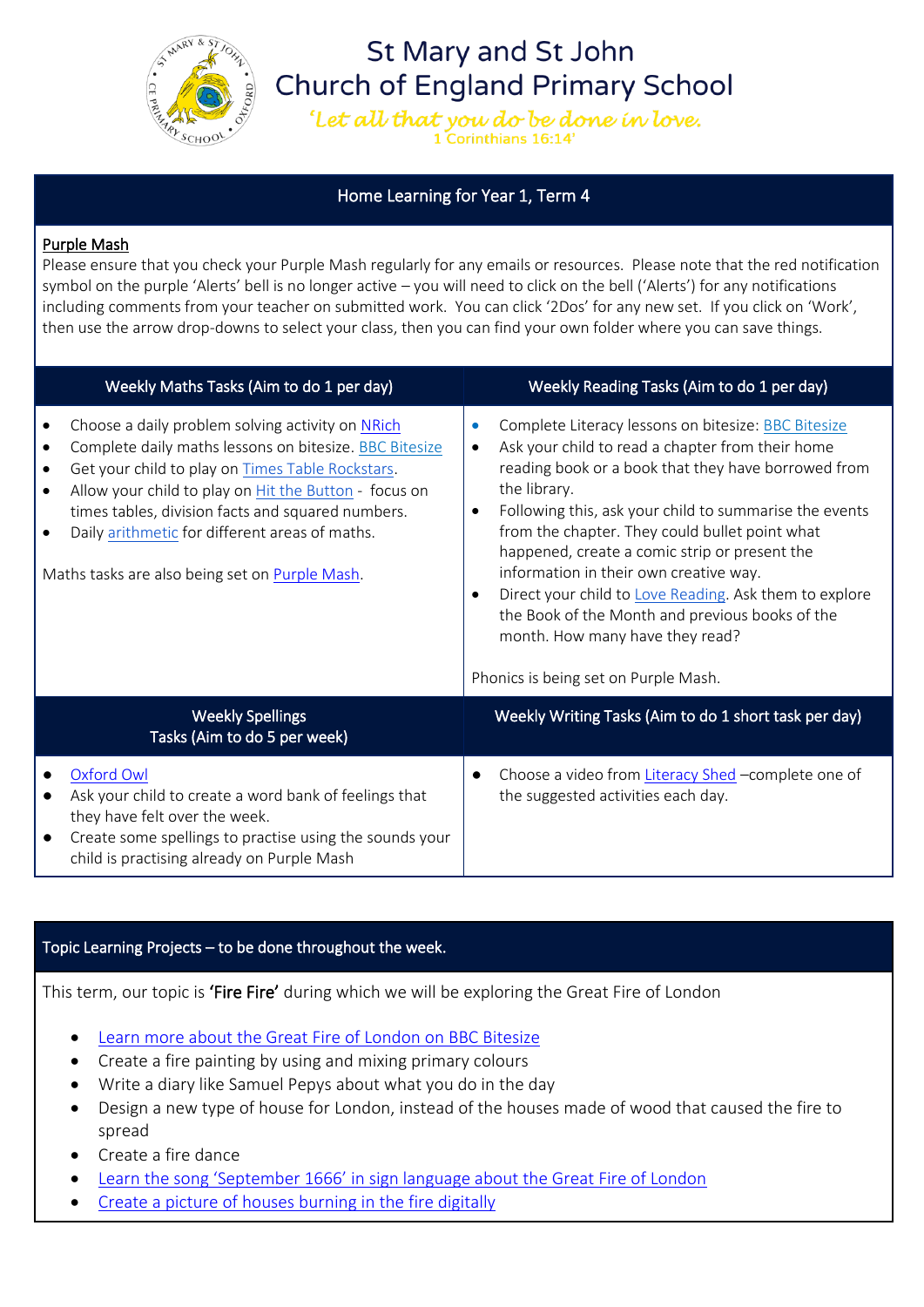# St Mary and St John Church of England Primary School

*'Let all that you do be done in love.*
*1 Corinthians 16:14'*

## Home Learning for Year 1, Term 4

**Purple Mash**

Please ensure that you check your Purple Mash regularly for any emails or resources. Please note that the red notification symbol on the purple 'Alerts' bell is no longer active – you will need to click on the bell ('Alerts') for any notifications including comments from your teacher on submitted work. You can click '2Dos' for any new set. If you click on 'Work', then use the arrow drop-downs to select your class, then you can find your own folder where you can save things.

### Weekly Maths Tasks (Aim to do 1 per day)

- Choose a daily problem solving activity on NRich
- Complete daily maths lessons on bitesize. BBC Bitesize
- Get your child to play on Times Table Rockstars.
- Allow your child to play on Hit the Button - focus on times tables, division facts and squared numbers.
- Daily arithmetic for different areas of maths.

Maths tasks are also being set on Purple Mash.

### Weekly Reading Tasks (Aim to do 1 per day)

- Complete Literacy lessons on bitesize: BBC Bitesize
- Ask your child to read a chapter from their home reading book or a book that they have borrowed from the library.
- Following this, ask your child to summarise the events from the chapter. They could bullet point what happened, create a comic strip or present the information in their own creative way.
- Direct your child to Love Reading. Ask them to explore the Book of the Month and previous books of the month. How many have they read?

Phonics is being set on Purple Mash.

### Weekly Spellings Tasks (Aim to do 5 per week)

- Oxford Owl
- Ask your child to create a word bank of feelings that they have felt over the week.
- Create some spellings to practise using the sounds your child is practising already on Purple Mash

### Weekly Writing Tasks (Aim to do 1 short task per day)

- Choose a video from Literacy Shed –complete one of the suggested activities each day.

## Topic Learning Projects – to be done throughout the week.

This term, our topic is **'Fire Fire'** during which we will be exploring the Great Fire of London

- Learn more about the Great Fire of London on BBC Bitesize
- Create a fire painting by using and mixing primary colours
- Write a diary like Samuel Pepys about what you do in the day
- Design a new type of house for London, instead of the houses made of wood that caused the fire to spread
- Create a fire dance
- Learn the song 'September 1666' in sign language about the Great Fire of London
- Create a picture of houses burning in the fire digitally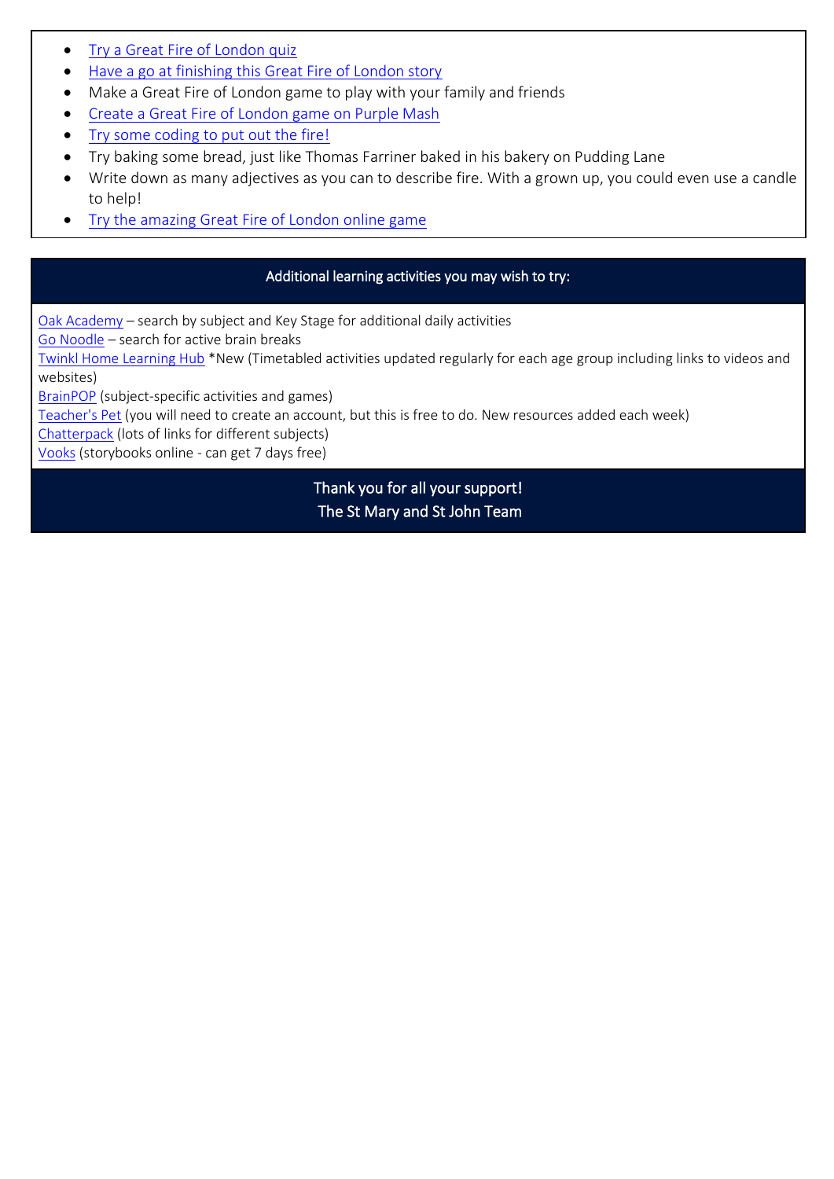- Try a Great Fire of London quiz
- Have a go at finishing this Great Fire of London story
- Make a Great Fire of London game to play with your family and friends
- Create a Great Fire of London game on Purple Mash
- Try some coding to put out the fire!
- Try baking some bread, just like Thomas Farriner baked in his bakery on Pudding Lane
- Write down as many adjectives as you can to describe fire. With a grown up, you could even use a candle to help!
- Try the amazing Great Fire of London online game

## Additional learning activities you may wish to try:

Oak Academy – search by subject and Key Stage for additional daily activities
Go Noodle – search for active brain breaks
Twinkl Home Learning Hub *New (Timetabled activities updated regularly for each age group including links to videos and websites)
BrainPOP (subject-specific activities and games)
Teacher's Pet (you will need to create an account, but this is free to do. New resources added each week)
Chatterpack (lots of links for different subjects)
Vooks (storybooks online - can get 7 days free)

Thank you for all your support!
The St Mary and St John Team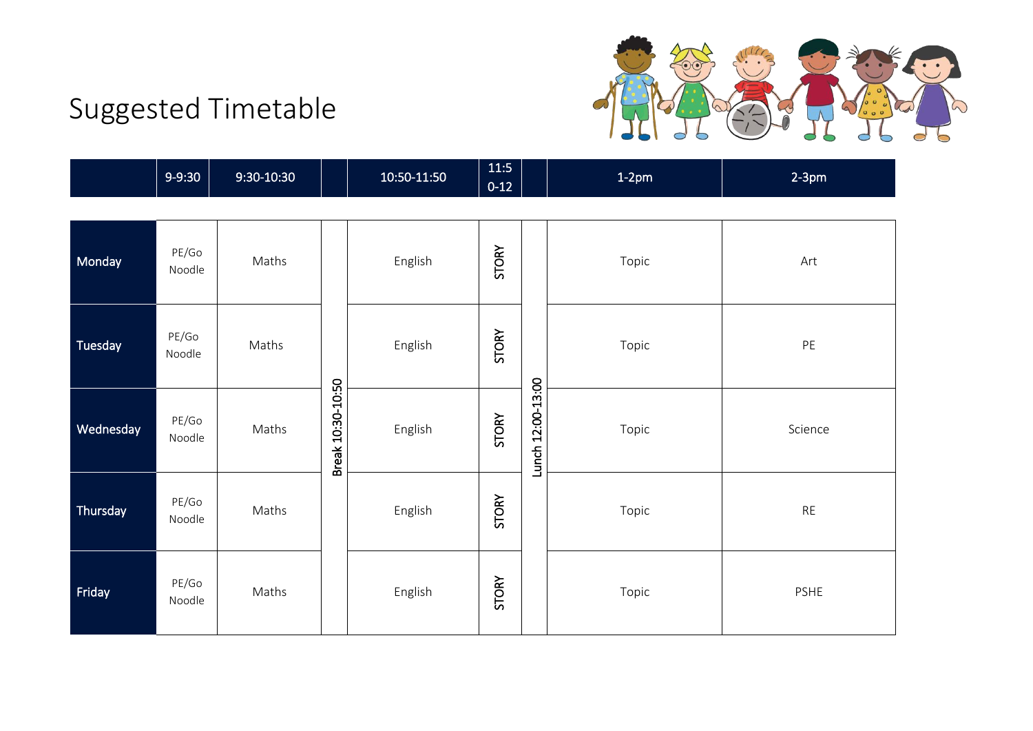# Suggested Timetable

| | 9-9:30 | 9:30-10:30 | | 10:50-11:50 | 11:50-12 | | 1-2pm | 2-3pm |
|---|---|---|---|---|---|---|---|---|
| Monday | PE/Go Noodle | Maths | Break 10:30-10:50 | English | STORY | Lunch 12:00-13:00 | Topic | Art |
| Tuesday | PE/Go Noodle | Maths | | English | STORY | | Topic | PE |
| Wednesday | PE/Go Noodle | Maths | | English | STORY | | Topic | Science |
| Thursday | PE/Go Noodle | Maths | | English | STORY | | Topic | RE |
| Friday | PE/Go Noodle | Maths | | English | STORY | | Topic | PSHE |